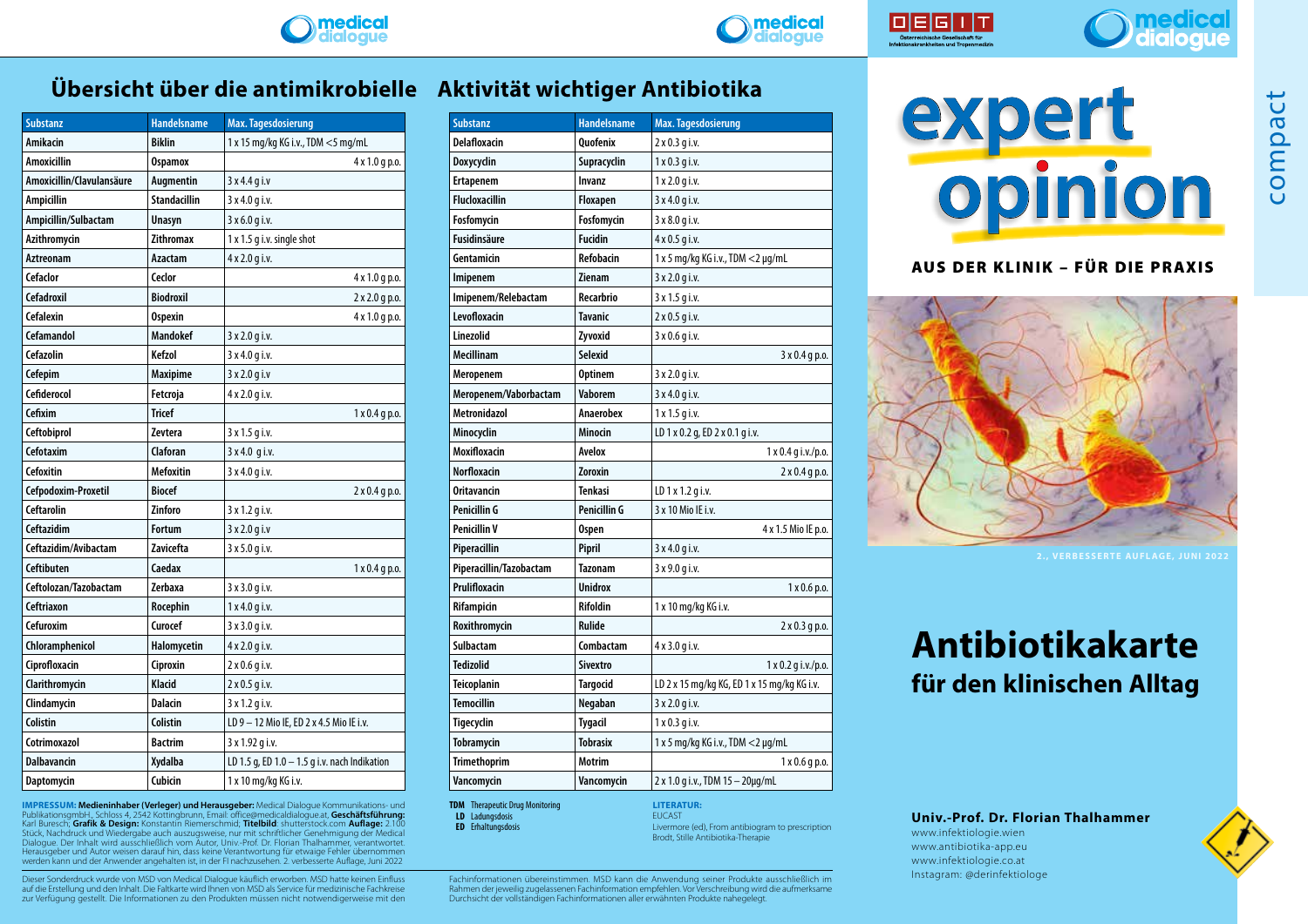# Übersicht über die antimikrobielle Aktivität wichtiger Antibiotika

| Substanz | Handelsname | Max. Tagesdosierung |
|---|---|---|
| Amikacin | Biklin | 1 x 15 mg/kg KG i.v., TDM <5 mg/mL |
| Amoxicillin | Ospamox | 4 x 1.0 g p.o. |
| Amoxicillin/Clavulansäure | Augmentin | 3 x 4.4 g i.v |
| Ampicillin | Standacillin | 3 x 4.0 g i.v. |
| Ampicillin/Sulbactam | Unasyn | 3 x 6.0 g i.v. |
| Azithromycin | Zithromax | 1 x 1.5 g i.v. single shot |
| Aztreonam | Azactam | 4 x 2.0 g i.v. |
| Cefaclor | Ceclor | 4 x 1.0 g p.o. |
| Cefadroxil | Biodroxil | 2 x 2.0 g p.o. |
| Cefalexin | Ospexin | 4 x 1.0 g p.o. |
| Cefamandol | Mandokef | 3 x 2.0 g i.v. |
| Cefazolin | Kefzol | 3 x 4.0 g i.v. |
| Cefepim | Maxipime | 3 x 2.0 g i.v |
| Cefiderocol | Fetcroja | 4 x 2.0 g i.v. |
| Cefixim | Tricef | 1 x 0.4 g p.o. |
| Ceftobiprol | Zevtera | 3 x 1.5 g i.v. |
| Cefotaxim | Claforan | 3 x 4.0 g i.v. |
| Cefoxitin | Mefoxitin | 3 x 4.0 g i.v. |
| Cefpodoxim-Proxetil | Biocef | 2 x 0.4 g p.o. |
| Ceftarolin | Zinforo | 3 x 1.2 g i.v. |
| Ceftazidim | Fortum | 3 x 2.0 g i.v |
| Ceftazidim/Avibactam | Zavicefta | 3 x 5.0 g i.v. |
| Ceftibuten | Caedax | 1 x 0.4 g p.o. |
| Ceftolozan/Tazobactam | Zerbaxa | 3 x 3.0 g i.v. |
| Ceftriaxon | Rocephin | 1 x 4.0 g i.v. |
| Cefuroxim | Curocef | 3 x 3.0 g i.v. |
| Chloramphenicol | Halomycetin | 4 x 2.0 g i.v. |
| Ciprofloxacin | Ciproxin | 2 x 0.6 g i.v. |
| Clarithromycin | Klacid | 2 x 0.5 g i.v. |
| Clindamycin | Dalacin | 3 x 1.2 g i.v. |
| Colistin | Colistin | LD 9 – 12 Mio IE, ED 2 x 4.5 Mio IE i.v. |
| Cotrimoxazol | Bactrim | 3 x 1.92 g i.v. |
| Dalbavancin | Xydalba | LD 1.5 g, ED 1.0 – 1.5 g i.v. nach Indikation |
| Daptomycin | Cubicin | 1 x 10 mg/kg KG i.v. |
| Delafloxacin | Quofenix | 2 x 0.3 g i.v. |
| Doxycyclin | Supracyclin | 1 x 0.3 g i.v. |
| Ertapenem | Invanz | 1 x 2.0 g i.v. |
| Flucloxacillin | Floxapen | 3 x 4.0 g i.v. |
| Fosfomycin | Fosfomycin | 3 x 8.0 g i.v. |
| Fusidinsäure | Fucidin | 4 x 0.5 g i.v. |
| Gentamicin | Refobacin | 1 x 5 mg/kg KG i.v., TDM <2 µg/mL |
| Imipenem | Zienam | 3 x 2.0 g i.v. |
| Imipenem/Relebactam | Recarbrio | 3 x 1.5 g i.v. |
| Levofloxacin | Tavanic | 2 x 0.5 g i.v. |
| Linezolid | Zyvoxid | 3 x 0.6 g i.v. |
| Mecillinam | Selexid | 3 x 0.4 g p.o. |
| Meropenem | Optinem | 3 x 2.0 g i.v. |
| Meropenem/Vaborbactam | Vaborem | 3 x 4.0 g i.v. |
| Metronidazol | Anaerobex | 1 x 1.5 g i.v. |
| Minocyclin | Minocin | LD 1 x 0.2 g, ED 2 x 0.1 g i.v. |
| Moxifloxacin | Avelox | 1 x 0.4 g i.v./p.o. |
| Norfloxacin | Zoroxin | 2 x 0.4 g p.o. |
| Oritavancin | Tenkasi | LD 1 x 1.2 g i.v. |
| Penicillin G | Penicillin G | 3 x 10 Mio IE i.v. |
| Penicillin V | Ospen | 4 x 1.5 Mio IE p.o. |
| Piperacillin | Pipril | 3 x 4.0 g i.v. |
| Piperacillin/Tazobactam | Tazonam | 3 x 9.0 g i.v. |
| Prulifloxacin | Unidrox | 1 x 0.6 p.o. |
| Rifampicin | Rifoldin | 1 x 10 mg/kg KG i.v. |
| Roxithromycin | Rulide | 2 x 0.3 g p.o. |
| Sulbactam | Combactam | 4 x 3.0 g i.v. |
| Tedizolid | Sivextro | 1 x 0.2 g i.v./p.o. |
| Teicoplanin | Targocid | LD 2 x 15 mg/kg KG, ED 1 x 15 mg/kg KG i.v. |
| Temocillin | Negaban | 3 x 2.0 g i.v. |
| Tigecyclin | Tygacil | 1 x 0.3 g i.v. |
| Tobramycin | Tobrasix | 1 x 5 mg/kg KG i.v., TDM <2 µg/mL |
| Trimethoprim | Motrim | 1 x 0.6 g p.o. |
| Vancomycin | Vancomycin | 2 x 1.0 g i.v., TDM 15 – 20µg/mL |

**TDM** Therapeutic Drug Monitoring
**LD** Ladungsdosis
**ED** Erhaltungsdosis

**LITERATUR:**
EUCAST
Livermore (ed), From antibiogram to prescription
Brodt, Stille Antibiotika-Therapie

**IMPRESSUM: Medieninhaber (Verleger) und Herausgeber:** Medical Dialogue Kommunikations- und PublikationsgmbH., Schloss 4, 2542 Kottingbrunn, Email: office@medicaldialogue.at, **Geschäftsführung:** Karl Buresch; **Grafik & Design:** Konstantin Riemerschmid; **Titelbild**: shutterstock.com **Auflage:** 2.100 Stück, Nachdruck und Wiedergabe auch auszugsweise, nur mit schriftlicher Genehmigung der Medical Dialogue. Der Inhalt wird ausschließlich vom Autor, Univ.-Prof. Dr. Florian Thalhammer, verantwortet. Herausgeber und Autor weisen darauf hin, dass keine Verantwortung für etwaige Fehler übernommen werden kann und der Anwender angehalten ist, in der FI nachzusehen. 2. verbesserte Auflage, Juni 2022

Dieser Sonderdruck wurde von MSD von Medical Dialogue käuflich erworben. MSD hatte keinen Einfluss auf die Erstellung und den Inhalt. Die Faltkarte wird Ihnen von MSD als Service für medizinische Fachkreise zur Verfügung gestellt. Die Informationen zu den Produkten müssen nicht notwendigerweise mit den Fachinformationen übereinstimmen. MSD kann die Anwendung seiner Produkte ausschließlich im Rahmen der jeweilig zugelassenen Fachinformation empfehlen. Vor Verschreibung wird die aufmerksame Durchsicht der vollständigen Fachinformationen aller erwähnten Produkte nahegelegt.

ÖGIT – Österreichische Gesellschaft für Infektionskrankheiten und Tropenmedizin

medical dialogue

compact

# expert opinion

**AUS DER KLINIK – FÜR DIE PRAXIS**

2., VERBESSERTE AUFLAGE, JUNI 2022

# Antibiotikakarte
## für den klinischen Alltag

**Univ.-Prof. Dr. Florian Thalhammer**
www.infektiologie.wien
www.antibiotika-app.eu
www.infektiologie.co.at
Instagram: @derinfektiologe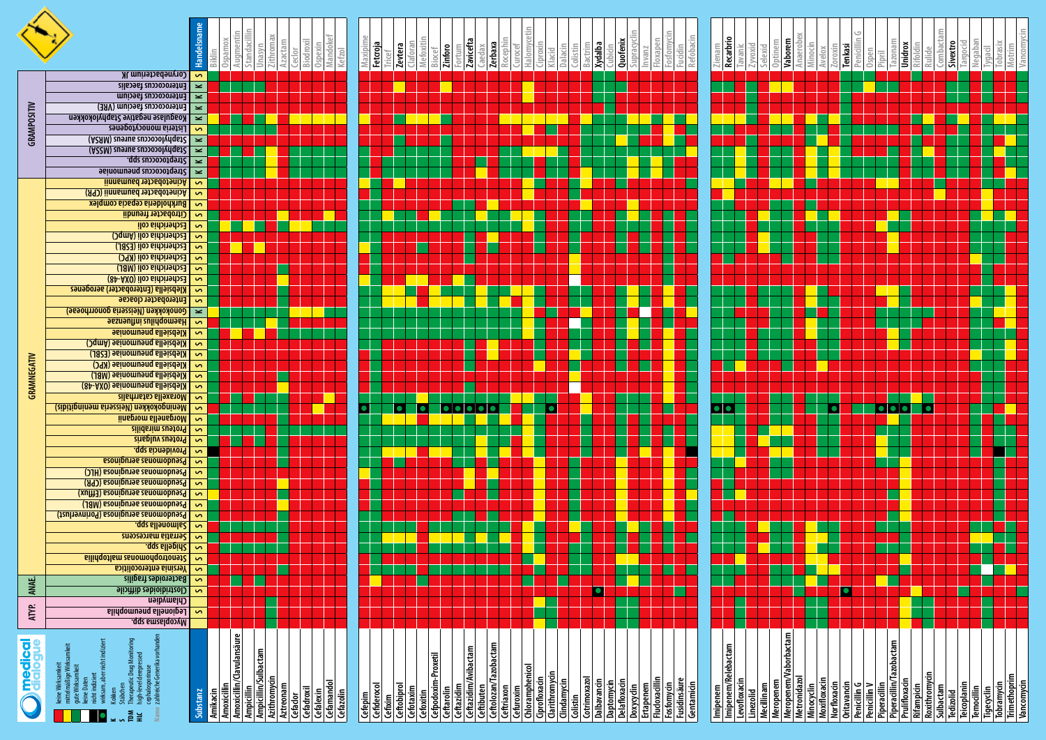**medical dialogue**

- keine Wirksamkeit
- mittelmäßige Wirksamkeit
- gute Wirksamkeit
- keine Daten
- nicht indiziert
- wirksam, aber nicht indiziert

**K** Kokken
**S** Stäbchen
**TDM** Therapeutic Drug Monitoring
**HLC** high-level derepressed cephalosporinase
Name: zahlreiche Generika vorhanden

## Erreger

**GRAMPOSITIV**
Corynebacterium JK (S)
Enterococcus faecalis (K)
Enterococcus faecium (K)
Enterococcus faecium (VRE) (K)
Koagulase negative Staphylokokken (K)
Listeria monocytogenes (S)
Staphylococcus aureus (MRSA) (K)
Staphylococcus aureus (MSSA) (K)
Streptococcus spp. (K)
Streptococcus pneumoniae (K)

**GRAMNEGATIV**
Acinetobacter baumannii (S)
Acinetobacter baumannii (CPR) (S)
Burkholderia cepacia complex (S)
Citrobacter freundii (S)
Escherichia coli (S)
Escherichia coli (AmpC) (S)
Escherichia coli (ESBL) (S)
Escherichia coli (KPC) (S)
Escherichia coli (MBL) (S)
Escherichia coli (OXA-48) (S)
Klebsiella (Enterobacter) aerogenes (S)
Enterobacter cloacae (S)
Gonokokken (Neisseria gonorrhoeae) (K)
Haemophilus influenzae (S)
Klebsiella pneumoniae (S)
Klebsiella pneumoniae (AmpC) (S)
Klebsiella pneumoniae (ESBL) (S)
Klebsiella pneumoniae (KPC) (S)
Klebsiella pneumoniae (MBL) (S)
Klebsiella pneumoniae (OXA-48) (S)
Moraxella catarrhalis (S)
Meningokokken (Neisseria meningitidis) (S)
Morganella morganii (S)
Proteus mirabilis (S)
Proteus vulgaris (S)
Providencia spp. (S)
Pseudomonas aeruginosa (S)
Pseudomonas aeruginosa (HLC) (S)
Pseudomonas aeruginosa (CPR) (S)
Pseudomonas aeruginosa (Efflux) (S)
Pseudomonas aeruginosa (MBL) (S)
Pseudomonas aeruginosa (Porinverlust) (S)
Salmonella spp. (S)
Serratia marcescens (S)
Shigella spp. (S)
Stenotrophomonas maltophilia (S)
Yersinia enterocolitica (S)

**ANAE.**
Bacteroides fragilis (S)
Clostridioides difficile (S)

**ATYP.**
Chlamydien
Legionella pneumophila (S)
Mycoplasma spp.

## Substanz – Handelsname

| Substanz | Handelsname |
|---|---|
| Amikacin | Biklin |
| Amoxicillin | Ospamox |
| Amoxicillin/Clavulansäure | Augmentin |
| Ampicillin | Standacillin |
| Ampicillin/Sulbactam | Unasyn |
| Azithromycin | Zithromax |
| Aztreonam | Azactam |
| Cefaclor | Ceclor |
| Cefadroxil | Biodroxil |
| Cefalexin | Ospexin |
| Cefamandol | Mandokef |
| Cefazolin | Kefzol |
| Cefepim | Maxipime |
| Cefiderocol | Fetcroja |
| Cefixim | Tricef |
| Ceftobiprol | Zevtera |
| Cefotaxim | Claforan |
| Cefoxitin | Mefoxitin |
| Cefpodoxim-Proxetil | Biocef |
| Ceftarolin | Zinforo |
| Ceftazidim | Fortum |
| Ceftazidim/Avibactam | Zavicefta |
| Ceftibuten | Caedax |
| Ceftolozan/Tazobactam | Zerbaxa |
| Ceftriaxon | Rocephin |
| Cefuroxim | Curocef |
| Chloramphenicol | Halomycetin |
| Ciprofloxacin | Ciproxin |
| Clarithromycin | Klacid |
| Clindamycin | Dalacin |
| Colistin | Colistin |
| Cotrimoxazol | Bactrim |
| Dalbavancin | Xydalba |
| Daptomycin | Cubicin |
| Delafloxacin | Quofenix |
| Doxycyclin | Supracyclin |
| Ertapenem | Invanz |
| Flucloxacillin | Floxapen |
| Fosfomycin | Fosfomycin |
| Fusidinsäure | Fucidin |
| Gentamicin | Refobacin |
| Imipenem | Zienam |
| Imipenem/Relebactam | Recarbrio |
| Levofloxacin | Tavanic |
| Linezolid | Zyvoxid |
| Mecillinam | Selexid |
| Meropenem | Optinem |
| Meropenem/Vaborbactam | Vaborem |
| Metronidazol | Anaerobex |
| Minocyclin | Minocin |
| Moxifloxacin | Avelox |
| Norfloxacin | Zoroxin |
| Oritavancin | Tenkasi |
| Penicillin G | Penicillin G |
| Penicillin V | Ospen |
| Piperacillin | Pipril |
| Piperacillin/Tazobactam | Tazonam |
| Prulifloxacin | Unidrox |
| Rifampicin | Rifoldin |
| Roxithromycin | Rulide |
| Sulbactam | Combactam |
| Tedizolid | Sivextro |
| Teicoplanin | Targocid |
| Temocillin | Negaban |
| Tigecyclin | Tygacil |
| Tobramycin | Tobrasix |
| Trimethoprim | Motrim |
| Vancomycin | Vancomycin |